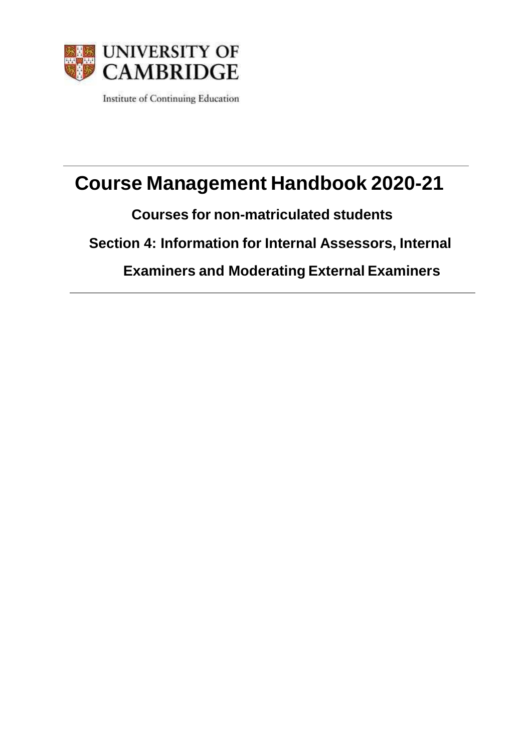UNIVERSITY OF CAMBRIDGE

Institute of Continuing Education

# Course Management Handbook 2020-21

## Courses for non-matriculated students

## Section 4: Information for Internal Assessors, Internal Examiners and Moderating External Examiners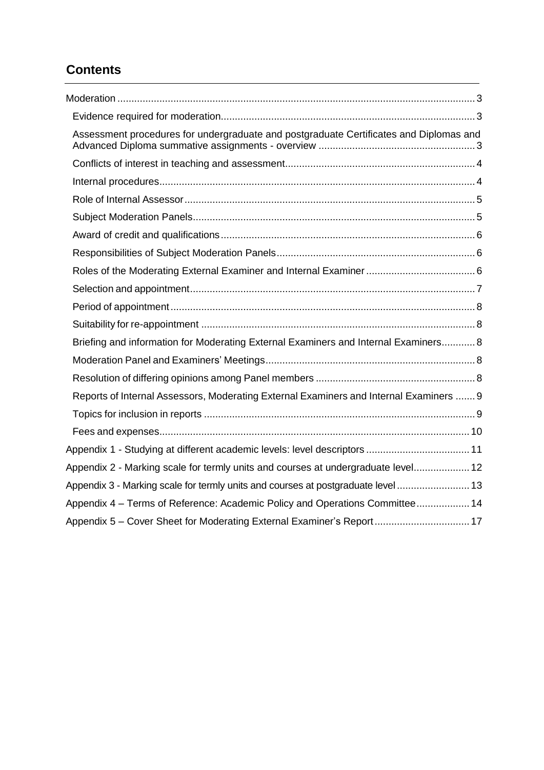## Contents

- Moderation ... 3
  - Evidence required for moderation ... 3
  - Assessment procedures for undergraduate and postgraduate Certificates and Diplomas and Advanced Diploma summative assignments - overview ... 3
  - Conflicts of interest in teaching and assessment ... 4
  - Internal procedures ... 4
  - Role of Internal Assessor ... 5
  - Subject Moderation Panels ... 5
  - Award of credit and qualifications ... 6
  - Responsibilities of Subject Moderation Panels ... 6
  - Roles of the Moderating External Examiner and Internal Examiner ... 6
  - Selection and appointment ... 7
  - Period of appointment ... 8
  - Suitability for re-appointment ... 8
  - Briefing and information for Moderating External Examiners and Internal Examiners ... 8
  - Moderation Panel and Examiners' Meetings ... 8
  - Resolution of differing opinions among Panel members ... 8
  - Reports of Internal Assessors, Moderating External Examiners and Internal Examiners ... 9
  - Topics for inclusion in reports ... 9
  - Fees and expenses ... 10
- Appendix 1 - Studying at different academic levels: level descriptors ... 11
- Appendix 2 - Marking scale for termly units and courses at undergraduate level ... 12
- Appendix 3 - Marking scale for termly units and courses at postgraduate level ... 13
- Appendix 4 – Terms of Reference: Academic Policy and Operations Committee ... 14
- Appendix 5 – Cover Sheet for Moderating External Examiner's Report ... 17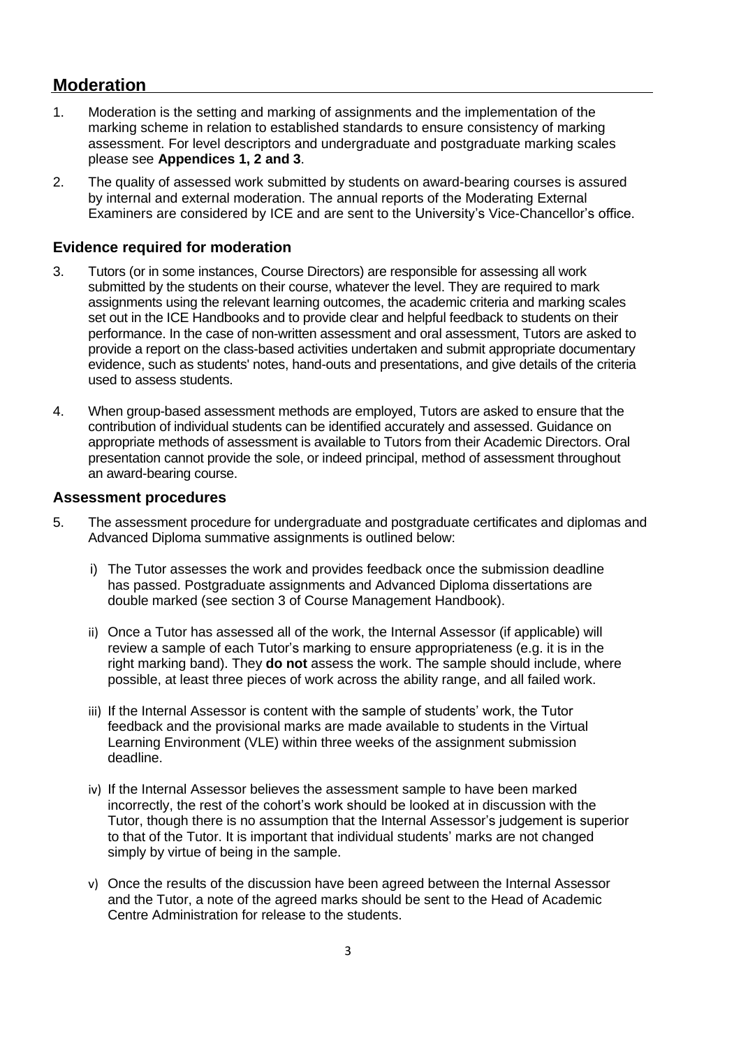## Moderation

1. Moderation is the setting and marking of assignments and the implementation of the marking scheme in relation to established standards to ensure consistency of marking assessment. For level descriptors and undergraduate and postgraduate marking scales please see **Appendices 1, 2 and 3**.

2. The quality of assessed work submitted by students on award-bearing courses is assured by internal and external moderation. The annual reports of the Moderating External Examiners are considered by ICE and are sent to the University's Vice-Chancellor's office.

### Evidence required for moderation

3. Tutors (or in some instances, Course Directors) are responsible for assessing all work submitted by the students on their course, whatever the level. They are required to mark assignments using the relevant learning outcomes, the academic criteria and marking scales set out in the ICE Handbooks and to provide clear and helpful feedback to students on their performance. In the case of non-written assessment and oral assessment, Tutors are asked to provide a report on the class-based activities undertaken and submit appropriate documentary evidence, such as students' notes, hand-outs and presentations, and give details of the criteria used to assess students.

4. When group-based assessment methods are employed, Tutors are asked to ensure that the contribution of individual students can be identified accurately and assessed. Guidance on appropriate methods of assessment is available to Tutors from their Academic Directors. Oral presentation cannot provide the sole, or indeed principal, method of assessment throughout an award-bearing course.

### Assessment procedures

5. The assessment procedure for undergraduate and postgraduate certificates and diplomas and Advanced Diploma summative assignments is outlined below:

   i) The Tutor assesses the work and provides feedback once the submission deadline has passed. Postgraduate assignments and Advanced Diploma dissertations are double marked (see section 3 of Course Management Handbook).

   ii) Once a Tutor has assessed all of the work, the Internal Assessor (if applicable) will review a sample of each Tutor's marking to ensure appropriateness (e.g. it is in the right marking band). They **do not** assess the work. The sample should include, where possible, at least three pieces of work across the ability range, and all failed work.

   iii) If the Internal Assessor is content with the sample of students' work, the Tutor feedback and the provisional marks are made available to students in the Virtual Learning Environment (VLE) within three weeks of the assignment submission deadline.

   iv) If the Internal Assessor believes the assessment sample to have been marked incorrectly, the rest of the cohort's work should be looked at in discussion with the Tutor, though there is no assumption that the Internal Assessor's judgement is superior to that of the Tutor. It is important that individual students' marks are not changed simply by virtue of being in the sample.

   v) Once the results of the discussion have been agreed between the Internal Assessor and the Tutor, a note of the agreed marks should be sent to the Head of Academic Centre Administration for release to the students.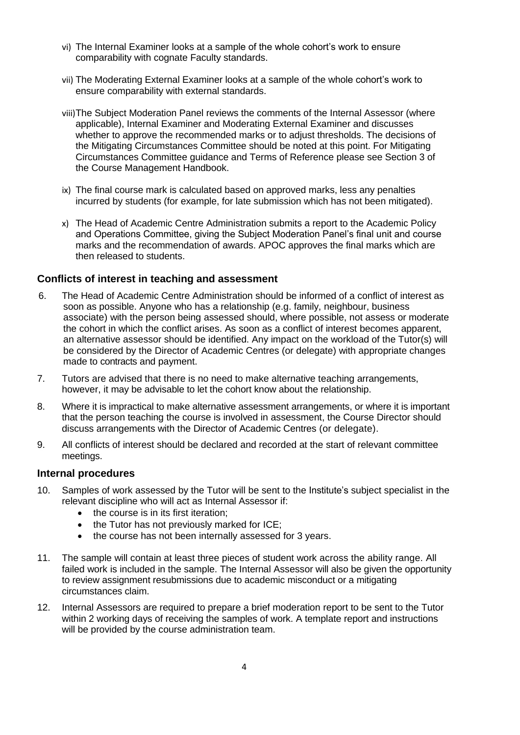vi) The Internal Examiner looks at a sample of the whole cohort's work to ensure comparability with cognate Faculty standards.

vii) The Moderating External Examiner looks at a sample of the whole cohort's work to ensure comparability with external standards.

viii) The Subject Moderation Panel reviews the comments of the Internal Assessor (where applicable), Internal Examiner and Moderating External Examiner and discusses whether to approve the recommended marks or to adjust thresholds. The decisions of the Mitigating Circumstances Committee should be noted at this point. For Mitigating Circumstances Committee guidance and Terms of Reference please see Section 3 of the Course Management Handbook.

ix) The final course mark is calculated based on approved marks, less any penalties incurred by students (for example, for late submission which has not been mitigated).

x) The Head of Academic Centre Administration submits a report to the Academic Policy and Operations Committee, giving the Subject Moderation Panel's final unit and course marks and the recommendation of awards. APOC approves the final marks which are then released to students.

### Conflicts of interest in teaching and assessment

6. The Head of Academic Centre Administration should be informed of a conflict of interest as soon as possible. Anyone who has a relationship (e.g. family, neighbour, business associate) with the person being assessed should, where possible, not assess or moderate the cohort in which the conflict arises. As soon as a conflict of interest becomes apparent, an alternative assessor should be identified. Any impact on the workload of the Tutor(s) will be considered by the Director of Academic Centres (or delegate) with appropriate changes made to contracts and payment.

7. Tutors are advised that there is no need to make alternative teaching arrangements, however, it may be advisable to let the cohort know about the relationship.

8. Where it is impractical to make alternative assessment arrangements, or where it is important that the person teaching the course is involved in assessment, the Course Director should discuss arrangements with the Director of Academic Centres (or delegate).

9. All conflicts of interest should be declared and recorded at the start of relevant committee meetings.

### Internal procedures

10. Samples of work assessed by the Tutor will be sent to the Institute's subject specialist in the relevant discipline who will act as Internal Assessor if:
    - the course is in its first iteration;
    - the Tutor has not previously marked for ICE;
    - the course has not been internally assessed for 3 years.

11. The sample will contain at least three pieces of student work across the ability range. All failed work is included in the sample. The Internal Assessor will also be given the opportunity to review assignment resubmissions due to academic misconduct or a mitigating circumstances claim.

12. Internal Assessors are required to prepare a brief moderation report to be sent to the Tutor within 2 working days of receiving the samples of work. A template report and instructions will be provided by the course administration team.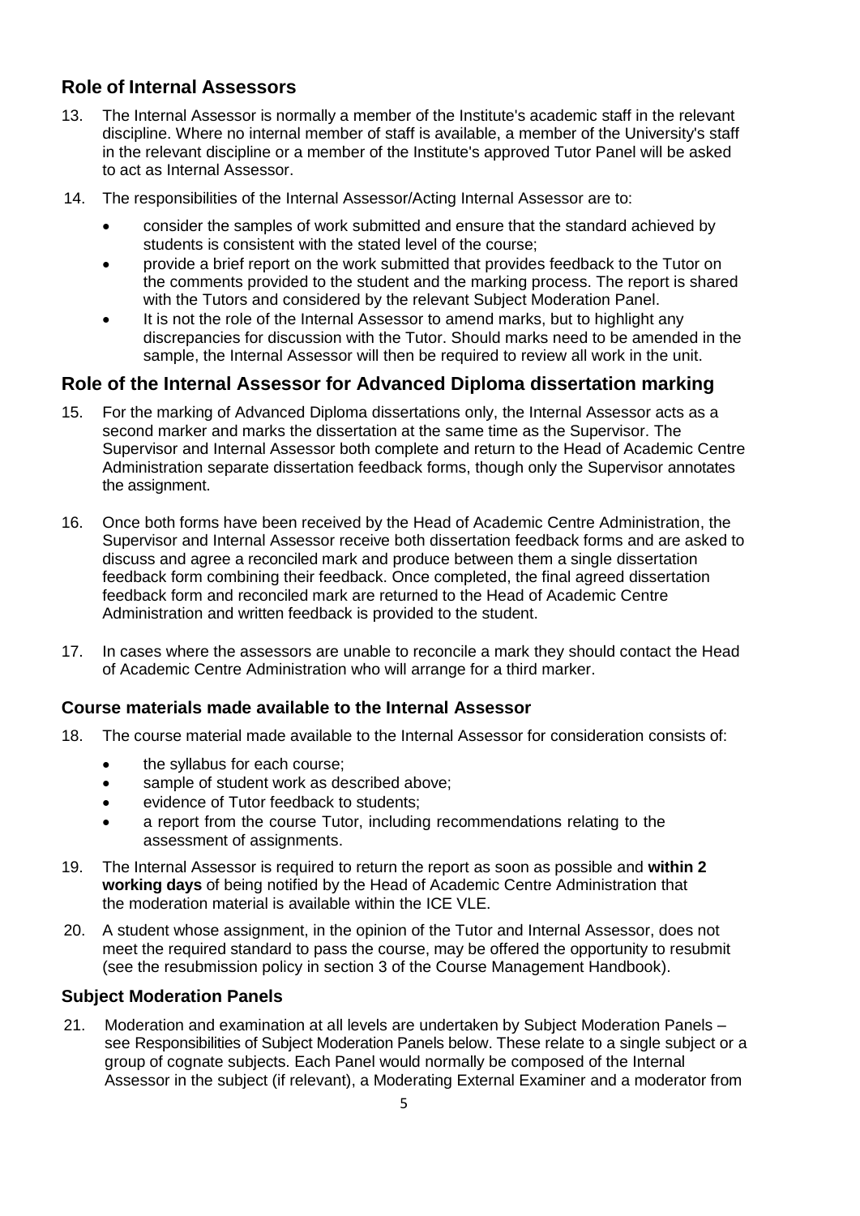## Role of Internal Assessors

13. The Internal Assessor is normally a member of the Institute's academic staff in the relevant discipline. Where no internal member of staff is available, a member of the University's staff in the relevant discipline or a member of the Institute's approved Tutor Panel will be asked to act as Internal Assessor.

14. The responsibilities of the Internal Assessor/Acting Internal Assessor are to:
    - consider the samples of work submitted and ensure that the standard achieved by students is consistent with the stated level of the course;
    - provide a brief report on the work submitted that provides feedback to the Tutor on the comments provided to the student and the marking process. The report is shared with the Tutors and considered by the relevant Subject Moderation Panel.
    - It is not the role of the Internal Assessor to amend marks, but to highlight any discrepancies for discussion with the Tutor. Should marks need to be amended in the sample, the Internal Assessor will then be required to review all work in the unit.

## Role of the Internal Assessor for Advanced Diploma dissertation marking

15. For the marking of Advanced Diploma dissertations only, the Internal Assessor acts as a second marker and marks the dissertation at the same time as the Supervisor. The Supervisor and Internal Assessor both complete and return to the Head of Academic Centre Administration separate dissertation feedback forms, though only the Supervisor annotates the assignment.

16. Once both forms have been received by the Head of Academic Centre Administration, the Supervisor and Internal Assessor receive both dissertation feedback forms and are asked to discuss and agree a reconciled mark and produce between them a single dissertation feedback form combining their feedback. Once completed, the final agreed dissertation feedback form and reconciled mark are returned to the Head of Academic Centre Administration and written feedback is provided to the student.

17. In cases where the assessors are unable to reconcile a mark they should contact the Head of Academic Centre Administration who will arrange for a third marker.

### Course materials made available to the Internal Assessor

18. The course material made available to the Internal Assessor for consideration consists of:
    - the syllabus for each course;
    - sample of student work as described above;
    - evidence of Tutor feedback to students;
    - a report from the course Tutor, including recommendations relating to the assessment of assignments.

19. The Internal Assessor is required to return the report as soon as possible and **within 2 working days** of being notified by the Head of Academic Centre Administration that the moderation material is available within the ICE VLE.

20. A student whose assignment, in the opinion of the Tutor and Internal Assessor, does not meet the required standard to pass the course, may be offered the opportunity to resubmit (see the resubmission policy in section 3 of the Course Management Handbook).

### Subject Moderation Panels

21. Moderation and examination at all levels are undertaken by Subject Moderation Panels – see Responsibilities of Subject Moderation Panels below. These relate to a single subject or a group of cognate subjects. Each Panel would normally be composed of the Internal Assessor in the subject (if relevant), a Moderating External Examiner and a moderator from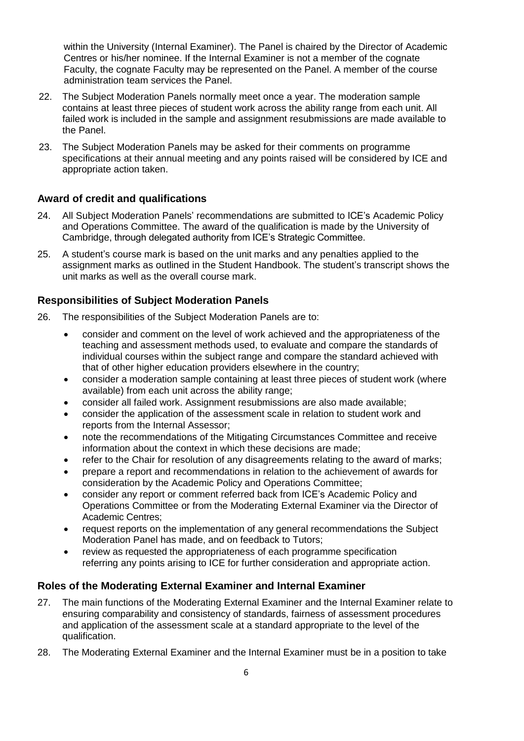within the University (Internal Examiner). The Panel is chaired by the Director of Academic Centres or his/her nominee. If the Internal Examiner is not a member of the cognate Faculty, the cognate Faculty may be represented on the Panel. A member of the course administration team services the Panel.

22. The Subject Moderation Panels normally meet once a year. The moderation sample contains at least three pieces of student work across the ability range from each unit. All failed work is included in the sample and assignment resubmissions are made available to the Panel.

23. The Subject Moderation Panels may be asked for their comments on programme specifications at their annual meeting and any points raised will be considered by ICE and appropriate action taken.

### Award of credit and qualifications

24. All Subject Moderation Panels' recommendations are submitted to ICE's Academic Policy and Operations Committee. The award of the qualification is made by the University of Cambridge, through delegated authority from ICE's Strategic Committee.

25. A student's course mark is based on the unit marks and any penalties applied to the assignment marks as outlined in the Student Handbook. The student's transcript shows the unit marks as well as the overall course mark.

### Responsibilities of Subject Moderation Panels

26. The responsibilities of the Subject Moderation Panels are to:

    - consider and comment on the level of work achieved and the appropriateness of the teaching and assessment methods used, to evaluate and compare the standards of individual courses within the subject range and compare the standard achieved with that of other higher education providers elsewhere in the country;
    - consider a moderation sample containing at least three pieces of student work (where available) from each unit across the ability range;
    - consider all failed work. Assignment resubmissions are also made available;
    - consider the application of the assessment scale in relation to student work and reports from the Internal Assessor;
    - note the recommendations of the Mitigating Circumstances Committee and receive information about the context in which these decisions are made;
    - refer to the Chair for resolution of any disagreements relating to the award of marks;
    - prepare a report and recommendations in relation to the achievement of awards for consideration by the Academic Policy and Operations Committee;
    - consider any report or comment referred back from ICE's Academic Policy and Operations Committee or from the Moderating External Examiner via the Director of Academic Centres;
    - request reports on the implementation of any general recommendations the Subject Moderation Panel has made, and on feedback to Tutors;
    - review as requested the appropriateness of each programme specification referring any points arising to ICE for further consideration and appropriate action.

### Roles of the Moderating External Examiner and Internal Examiner

27. The main functions of the Moderating External Examiner and the Internal Examiner relate to ensuring comparability and consistency of standards, fairness of assessment procedures and application of the assessment scale at a standard appropriate to the level of the qualification.

28. The Moderating External Examiner and the Internal Examiner must be in a position to take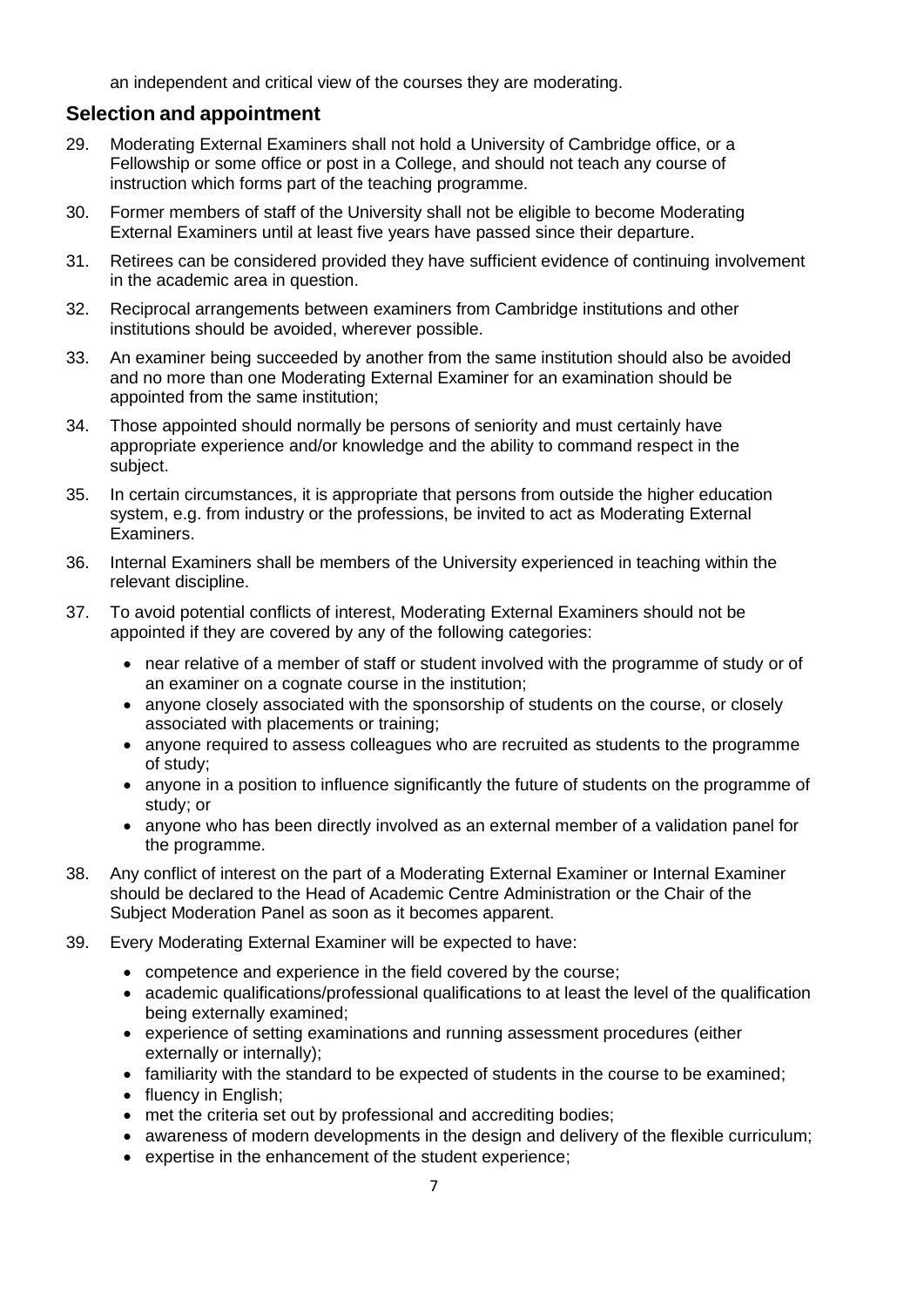an independent and critical view of the courses they are moderating.

## Selection and appointment

29. Moderating External Examiners shall not hold a University of Cambridge office, or a Fellowship or some office or post in a College, and should not teach any course of instruction which forms part of the teaching programme.

30. Former members of staff of the University shall not be eligible to become Moderating External Examiners until at least five years have passed since their departure.

31. Retirees can be considered provided they have sufficient evidence of continuing involvement in the academic area in question.

32. Reciprocal arrangements between examiners from Cambridge institutions and other institutions should be avoided, wherever possible.

33. An examiner being succeeded by another from the same institution should also be avoided and no more than one Moderating External Examiner for an examination should be appointed from the same institution;

34. Those appointed should normally be persons of seniority and must certainly have appropriate experience and/or knowledge and the ability to command respect in the subject.

35. In certain circumstances, it is appropriate that persons from outside the higher education system, e.g. from industry or the professions, be invited to act as Moderating External Examiners.

36. Internal Examiners shall be members of the University experienced in teaching within the relevant discipline.

37. To avoid potential conflicts of interest, Moderating External Examiners should not be appointed if they are covered by any of the following categories:
    - near relative of a member of staff or student involved with the programme of study or of an examiner on a cognate course in the institution;
    - anyone closely associated with the sponsorship of students on the course, or closely associated with placements or training;
    - anyone required to assess colleagues who are recruited as students to the programme of study;
    - anyone in a position to influence significantly the future of students on the programme of study; or
    - anyone who has been directly involved as an external member of a validation panel for the programme.

38. Any conflict of interest on the part of a Moderating External Examiner or Internal Examiner should be declared to the Head of Academic Centre Administration or the Chair of the Subject Moderation Panel as soon as it becomes apparent.

39. Every Moderating External Examiner will be expected to have:
    - competence and experience in the field covered by the course;
    - academic qualifications/professional qualifications to at least the level of the qualification being externally examined;
    - experience of setting examinations and running assessment procedures (either externally or internally);
    - familiarity with the standard to be expected of students in the course to be examined;
    - fluency in English;
    - met the criteria set out by professional and accrediting bodies;
    - awareness of modern developments in the design and delivery of the flexible curriculum;
    - expertise in the enhancement of the student experience;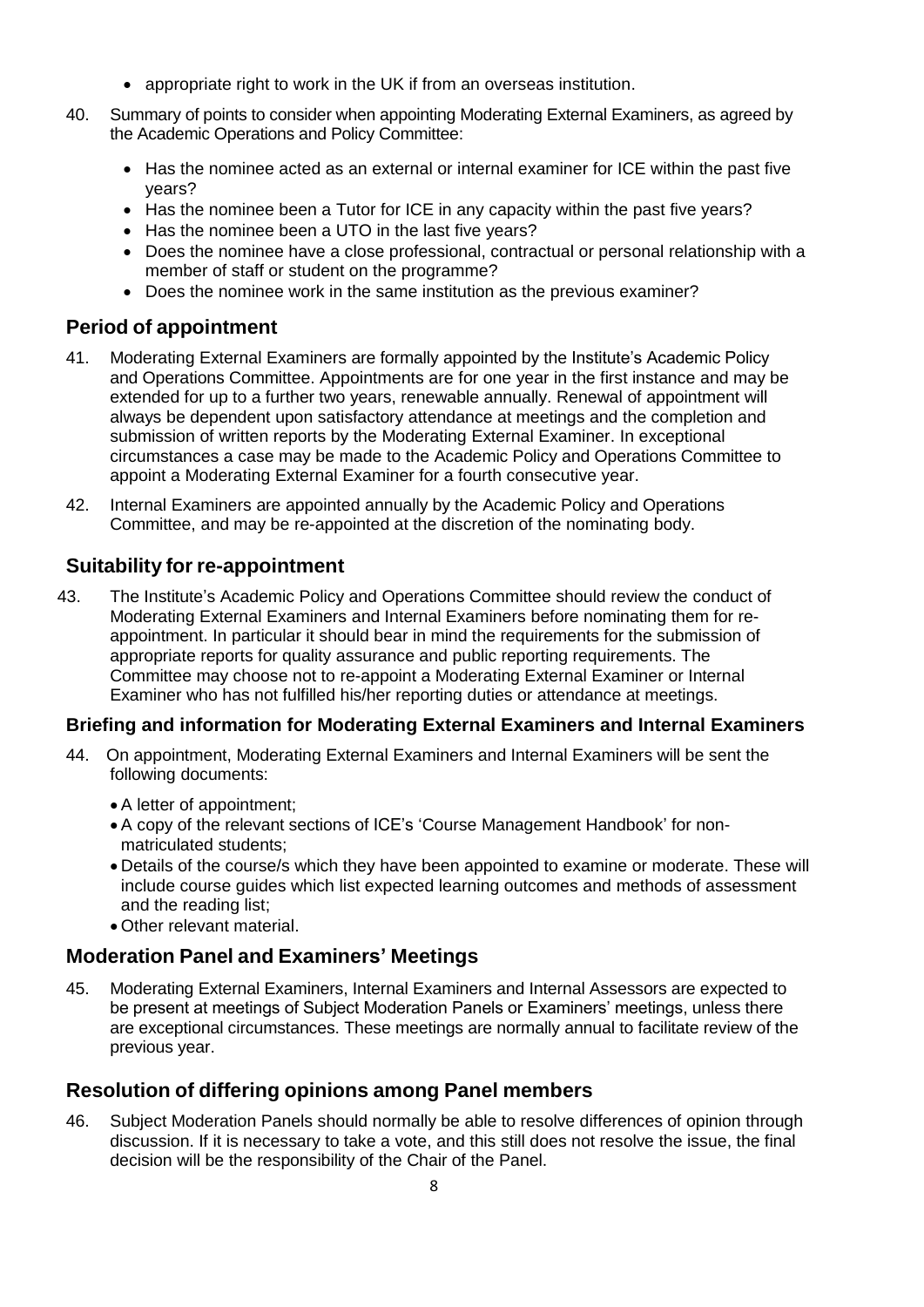- appropriate right to work in the UK if from an overseas institution.

40. Summary of points to consider when appointing Moderating External Examiners, as agreed by the Academic Operations and Policy Committee:
    - Has the nominee acted as an external or internal examiner for ICE within the past five years?
    - Has the nominee been a Tutor for ICE in any capacity within the past five years?
    - Has the nominee been a UTO in the last five years?
    - Does the nominee have a close professional, contractual or personal relationship with a member of staff or student on the programme?
    - Does the nominee work in the same institution as the previous examiner?

## Period of appointment

41. Moderating External Examiners are formally appointed by the Institute's Academic Policy and Operations Committee. Appointments are for one year in the first instance and may be extended for up to a further two years, renewable annually. Renewal of appointment will always be dependent upon satisfactory attendance at meetings and the completion and submission of written reports by the Moderating External Examiner. In exceptional circumstances a case may be made to the Academic Policy and Operations Committee to appoint a Moderating External Examiner for a fourth consecutive year.

42. Internal Examiners are appointed annually by the Academic Policy and Operations Committee, and may be re-appointed at the discretion of the nominating body.

## Suitability for re-appointment

43. The Institute's Academic Policy and Operations Committee should review the conduct of Moderating External Examiners and Internal Examiners before nominating them for re-appointment. In particular it should bear in mind the requirements for the submission of appropriate reports for quality assurance and public reporting requirements. The Committee may choose not to re-appoint a Moderating External Examiner or Internal Examiner who has not fulfilled his/her reporting duties or attendance at meetings.

### Briefing and information for Moderating External Examiners and Internal Examiners

44. On appointment, Moderating External Examiners and Internal Examiners will be sent the following documents:
    - A letter of appointment;
    - A copy of the relevant sections of ICE's 'Course Management Handbook' for non-matriculated students;
    - Details of the course/s which they have been appointed to examine or moderate. These will include course guides which list expected learning outcomes and methods of assessment and the reading list;
    - Other relevant material.

## Moderation Panel and Examiners' Meetings

45. Moderating External Examiners, Internal Examiners and Internal Assessors are expected to be present at meetings of Subject Moderation Panels or Examiners' meetings, unless there are exceptional circumstances. These meetings are normally annual to facilitate review of the previous year.

## Resolution of differing opinions among Panel members

46. Subject Moderation Panels should normally be able to resolve differences of opinion through discussion. If it is necessary to take a vote, and this still does not resolve the issue, the final decision will be the responsibility of the Chair of the Panel.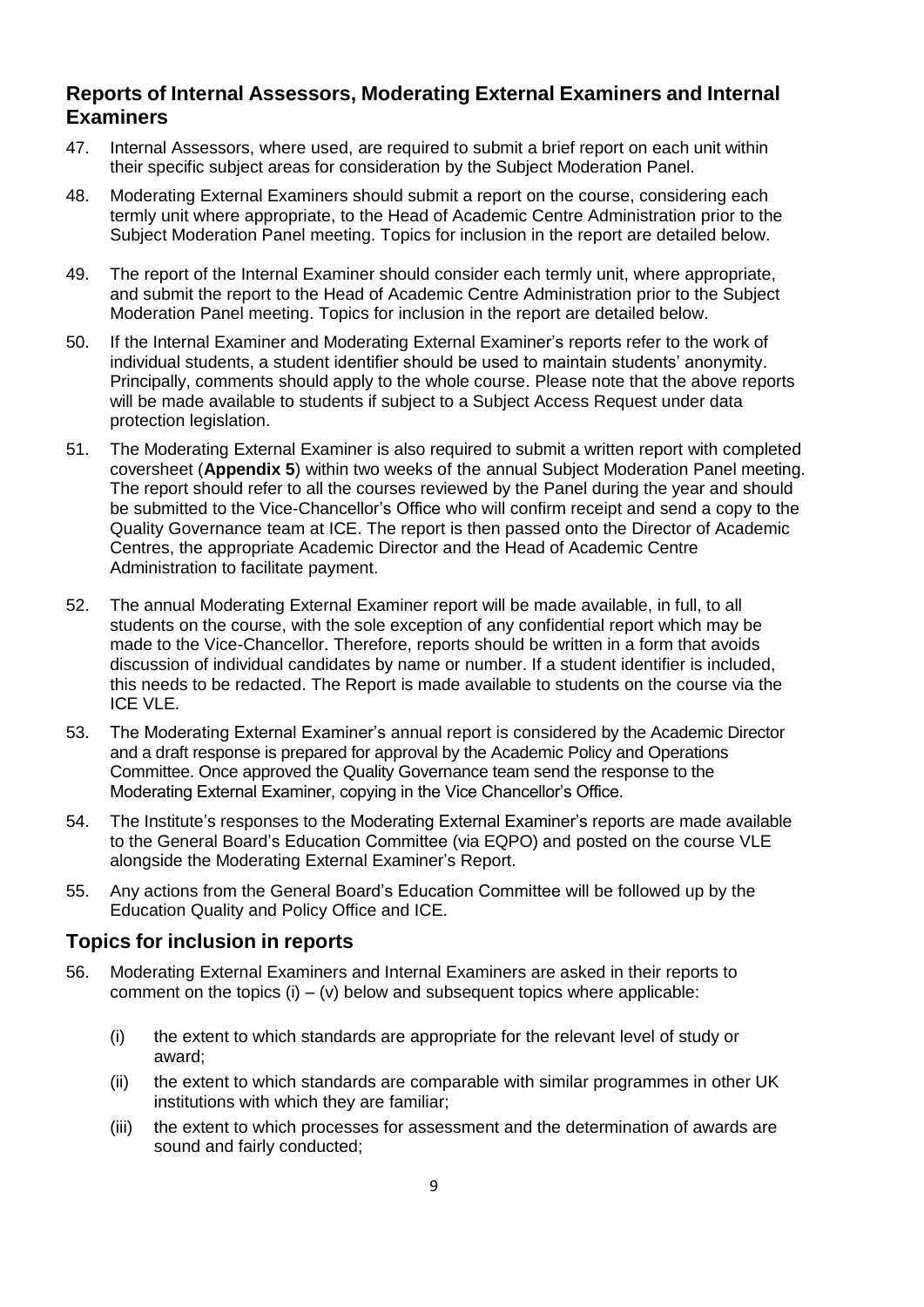## Reports of Internal Assessors, Moderating External Examiners and Internal Examiners

47. Internal Assessors, where used, are required to submit a brief report on each unit within their specific subject areas for consideration by the Subject Moderation Panel.

48. Moderating External Examiners should submit a report on the course, considering each termly unit where appropriate, to the Head of Academic Centre Administration prior to the Subject Moderation Panel meeting. Topics for inclusion in the report are detailed below.

49. The report of the Internal Examiner should consider each termly unit, where appropriate, and submit the report to the Head of Academic Centre Administration prior to the Subject Moderation Panel meeting. Topics for inclusion in the report are detailed below.

50. If the Internal Examiner and Moderating External Examiner's reports refer to the work of individual students, a student identifier should be used to maintain students' anonymity. Principally, comments should apply to the whole course. Please note that the above reports will be made available to students if subject to a Subject Access Request under data protection legislation.

51. The Moderating External Examiner is also required to submit a written report with completed coversheet (**Appendix 5**) within two weeks of the annual Subject Moderation Panel meeting. The report should refer to all the courses reviewed by the Panel during the year and should be submitted to the Vice-Chancellor's Office who will confirm receipt and send a copy to the Quality Governance team at ICE. The report is then passed onto the Director of Academic Centres, the appropriate Academic Director and the Head of Academic Centre Administration to facilitate payment.

52. The annual Moderating External Examiner report will be made available, in full, to all students on the course, with the sole exception of any confidential report which may be made to the Vice-Chancellor. Therefore, reports should be written in a form that avoids discussion of individual candidates by name or number. If a student identifier is included, this needs to be redacted. The Report is made available to students on the course via the ICE VLE.

53. The Moderating External Examiner's annual report is considered by the Academic Director and a draft response is prepared for approval by the Academic Policy and Operations Committee. Once approved the Quality Governance team send the response to the Moderating External Examiner, copying in the Vice Chancellor's Office.

54. The Institute's responses to the Moderating External Examiner's reports are made available to the General Board's Education Committee (via EQPO) and posted on the course VLE alongside the Moderating External Examiner's Report.

55. Any actions from the General Board's Education Committee will be followed up by the Education Quality and Policy Office and ICE.

## Topics for inclusion in reports

56. Moderating External Examiners and Internal Examiners are asked in their reports to comment on the topics (i) – (v) below and subsequent topics where applicable:

    (i) the extent to which standards are appropriate for the relevant level of study or award;

    (ii) the extent to which standards are comparable with similar programmes in other UK institutions with which they are familiar;

    (iii) the extent to which processes for assessment and the determination of awards are sound and fairly conducted;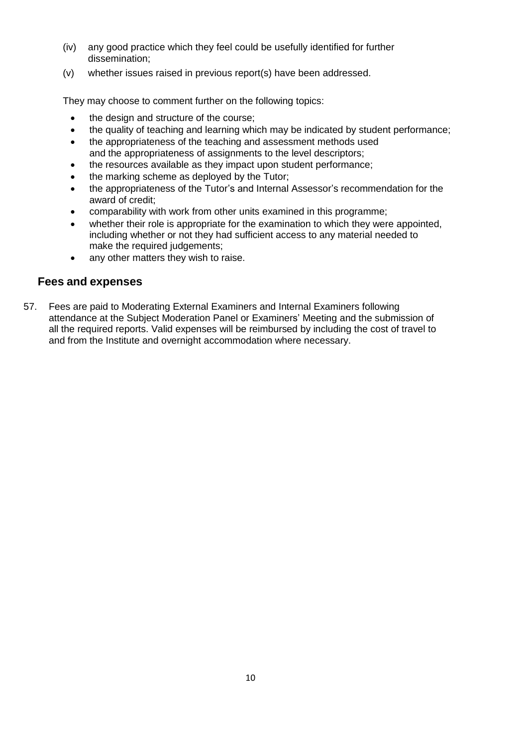(iv) any good practice which they feel could be usefully identified for further dissemination;

(v) whether issues raised in previous report(s) have been addressed.

They may choose to comment further on the following topics:

- the design and structure of the course;
- the quality of teaching and learning which may be indicated by student performance;
- the appropriateness of the teaching and assessment methods used and the appropriateness of assignments to the level descriptors;
- the resources available as they impact upon student performance;
- the marking scheme as deployed by the Tutor;
- the appropriateness of the Tutor's and Internal Assessor's recommendation for the award of credit;
- comparability with work from other units examined in this programme;
- whether their role is appropriate for the examination to which they were appointed, including whether or not they had sufficient access to any material needed to make the required judgements;
- any other matters they wish to raise.

## Fees and expenses

57. Fees are paid to Moderating External Examiners and Internal Examiners following attendance at the Subject Moderation Panel or Examiners' Meeting and the submission of all the required reports. Valid expenses will be reimbursed by including the cost of travel to and from the Institute and overnight accommodation where necessary.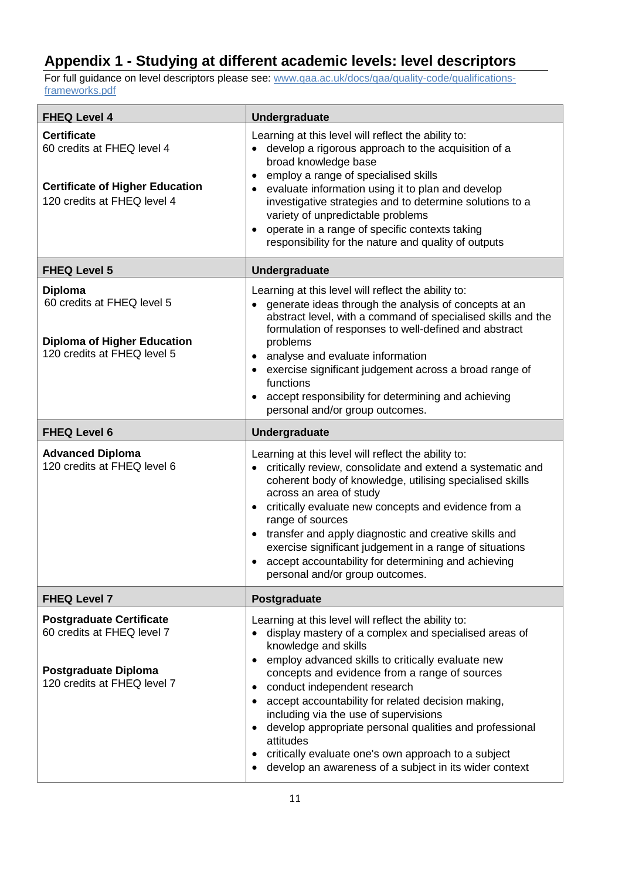# Appendix 1 - Studying at different academic levels: level descriptors

For full guidance on level descriptors please see: [www.qaa.ac.uk/docs/qaa/quality-code/qualifications-frameworks.pdf](www.qaa.ac.uk/docs/qaa/quality-code/qualifications-frameworks.pdf)

| **FHEQ Level 4** | **Undergraduate** |
|---|---|
| **Certificate**<br>60 credits at FHEQ level 4<br><br>**Certificate of Higher Education**<br>120 credits at FHEQ level 4 | Learning at this level will reflect the ability to:<br>• develop a rigorous approach to the acquisition of a broad knowledge base<br>• employ a range of specialised skills<br>• evaluate information using it to plan and develop investigative strategies and to determine solutions to a variety of unpredictable problems<br>• operate in a range of specific contexts taking responsibility for the nature and quality of outputs |
| **FHEQ Level 5** | **Undergraduate** |
| **Diploma**<br>60 credits at FHEQ level 5<br><br>**Diploma of Higher Education**<br>120 credits at FHEQ level 5 | Learning at this level will reflect the ability to:<br>• generate ideas through the analysis of concepts at an abstract level, with a command of specialised skills and the formulation of responses to well-defined and abstract problems<br>• analyse and evaluate information<br>• exercise significant judgement across a broad range of functions<br>• accept responsibility for determining and achieving personal and/or group outcomes. |
| **FHEQ Level 6** | **Undergraduate** |
| **Advanced Diploma**<br>120 credits at FHEQ level 6 | Learning at this level will reflect the ability to:<br>• critically review, consolidate and extend a systematic and coherent body of knowledge, utilising specialised skills across an area of study<br>• critically evaluate new concepts and evidence from a range of sources<br>• transfer and apply diagnostic and creative skills and exercise significant judgement in a range of situations<br>• accept accountability for determining and achieving personal and/or group outcomes. |
| **FHEQ Level 7** | **Postgraduate** |
| **Postgraduate Certificate**<br>60 credits at FHEQ level 7<br><br>**Postgraduate Diploma**<br>120 credits at FHEQ level 7 | Learning at this level will reflect the ability to:<br>• display mastery of a complex and specialised areas of knowledge and skills<br>• employ advanced skills to critically evaluate new concepts and evidence from a range of sources<br>• conduct independent research<br>• accept accountability for related decision making, including via the use of supervisions<br>• develop appropriate personal qualities and professional attitudes<br>• critically evaluate one's own approach to a subject<br>• develop an awareness of a subject in its wider context |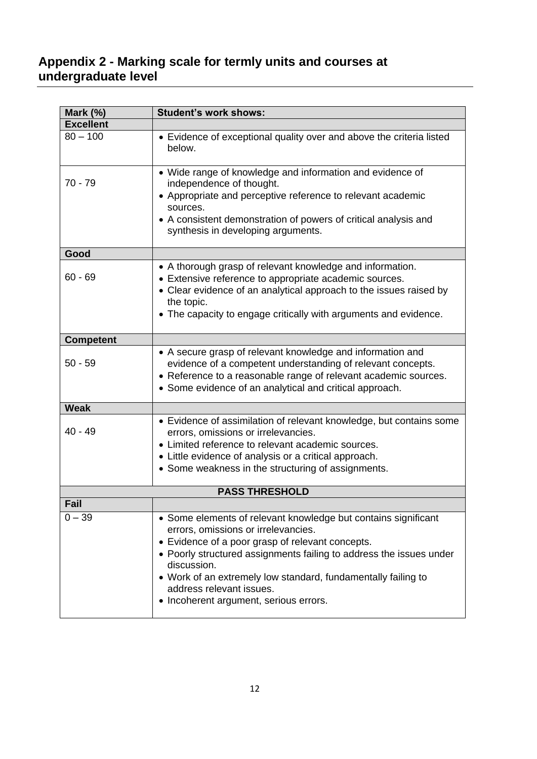## Appendix 2 - Marking scale for termly units and courses at undergraduate level

| Mark (%) | Student's work shows: |
|---|---|
| **Excellent** | |
| 80 – 100 | • Evidence of exceptional quality over and above the criteria listed below. |
| 70 - 79 | • Wide range of knowledge and information and evidence of independence of thought.<br>• Appropriate and perceptive reference to relevant academic sources.<br>• A consistent demonstration of powers of critical analysis and synthesis in developing arguments. |
| **Good** | |
| 60 - 69 | • A thorough grasp of relevant knowledge and information.<br>• Extensive reference to appropriate academic sources.<br>• Clear evidence of an analytical approach to the issues raised by the topic.<br>• The capacity to engage critically with arguments and evidence. |
| **Competent** | |
| 50 - 59 | • A secure grasp of relevant knowledge and information and evidence of a competent understanding of relevant concepts.<br>• Reference to a reasonable range of relevant academic sources.<br>• Some evidence of an analytical and critical approach. |
| **Weak** | |
| 40 - 49 | • Evidence of assimilation of relevant knowledge, but contains some errors, omissions or irrelevancies.<br>• Limited reference to relevant academic sources.<br>• Little evidence of analysis or a critical approach.<br>• Some weakness in the structuring of assignments. |
| **PASS THRESHOLD** | |
| **Fail** | |
| 0 – 39 | • Some elements of relevant knowledge but contains significant errors, omissions or irrelevancies.<br>• Evidence of a poor grasp of relevant concepts.<br>• Poorly structured assignments failing to address the issues under discussion.<br>• Work of an extremely low standard, fundamentally failing to address relevant issues.<br>• Incoherent argument, serious errors. |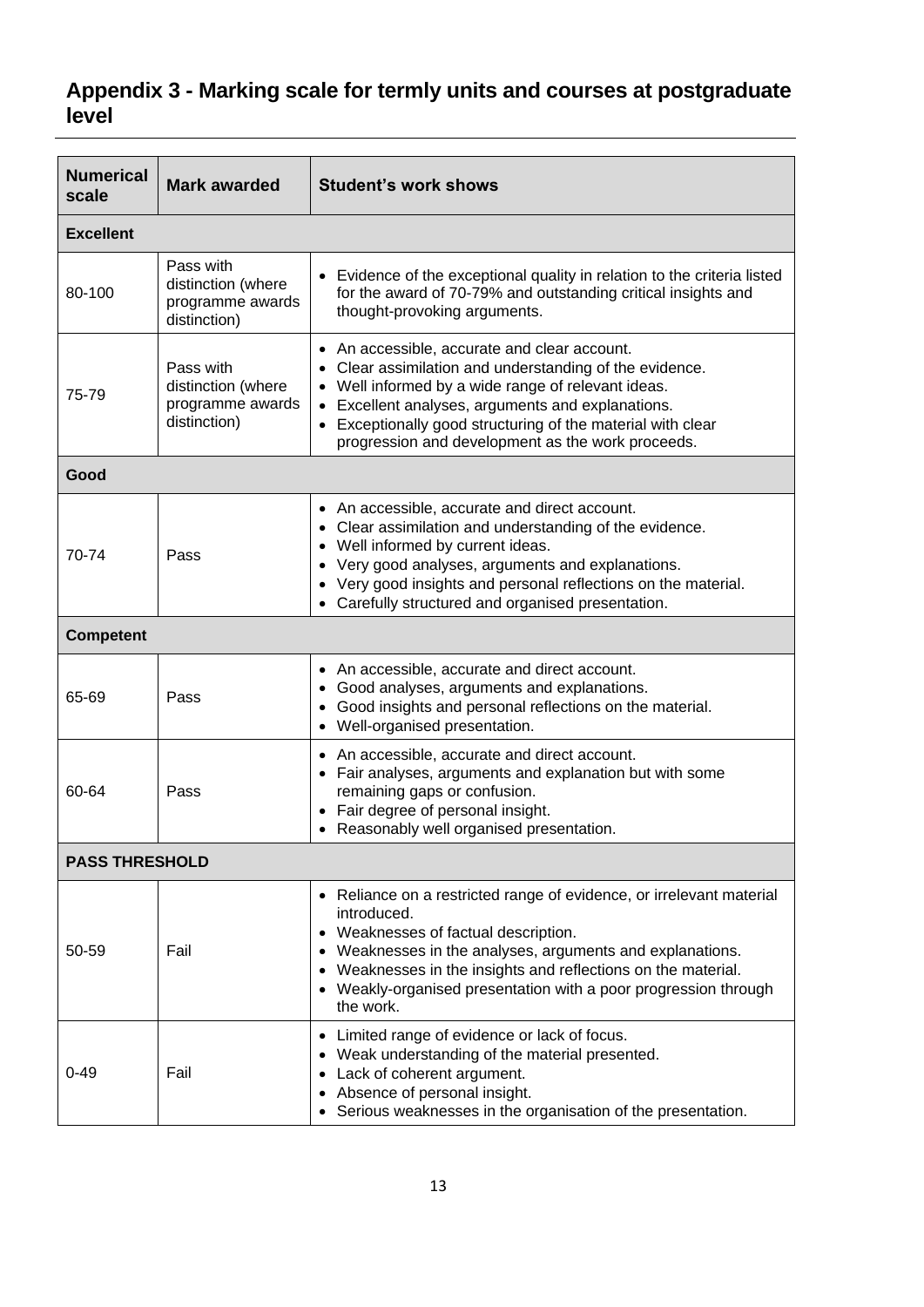## Appendix 3 - Marking scale for termly units and courses at postgraduate level

| Numerical scale | Mark awarded | Student's work shows |
|---|---|---|
| **Excellent** | | |
| 80-100 | Pass with distinction (where programme awards distinction) | • Evidence of the exceptional quality in relation to the criteria listed for the award of 70-79% and outstanding critical insights and thought-provoking arguments. |
| 75-79 | Pass with distinction (where programme awards distinction) | • An accessible, accurate and clear account.<br>• Clear assimilation and understanding of the evidence.<br>• Well informed by a wide range of relevant ideas.<br>• Excellent analyses, arguments and explanations.<br>• Exceptionally good structuring of the material with clear progression and development as the work proceeds. |
| **Good** | | |
| 70-74 | Pass | • An accessible, accurate and direct account.<br>• Clear assimilation and understanding of the evidence.<br>• Well informed by current ideas.<br>• Very good analyses, arguments and explanations.<br>• Very good insights and personal reflections on the material.<br>• Carefully structured and organised presentation. |
| **Competent** | | |
| 65-69 | Pass | • An accessible, accurate and direct account.<br>• Good analyses, arguments and explanations.<br>• Good insights and personal reflections on the material.<br>• Well-organised presentation. |
| 60-64 | Pass | • An accessible, accurate and direct account.<br>• Fair analyses, arguments and explanation but with some remaining gaps or confusion.<br>• Fair degree of personal insight.<br>• Reasonably well organised presentation. |
| **PASS THRESHOLD** | | |
| 50-59 | Fail | • Reliance on a restricted range of evidence, or irrelevant material introduced.<br>• Weaknesses of factual description.<br>• Weaknesses in the analyses, arguments and explanations.<br>• Weaknesses in the insights and reflections on the material.<br>• Weakly-organised presentation with a poor progression through the work. |
| 0-49 | Fail | • Limited range of evidence or lack of focus.<br>• Weak understanding of the material presented.<br>• Lack of coherent argument.<br>• Absence of personal insight.<br>• Serious weaknesses in the organisation of the presentation. |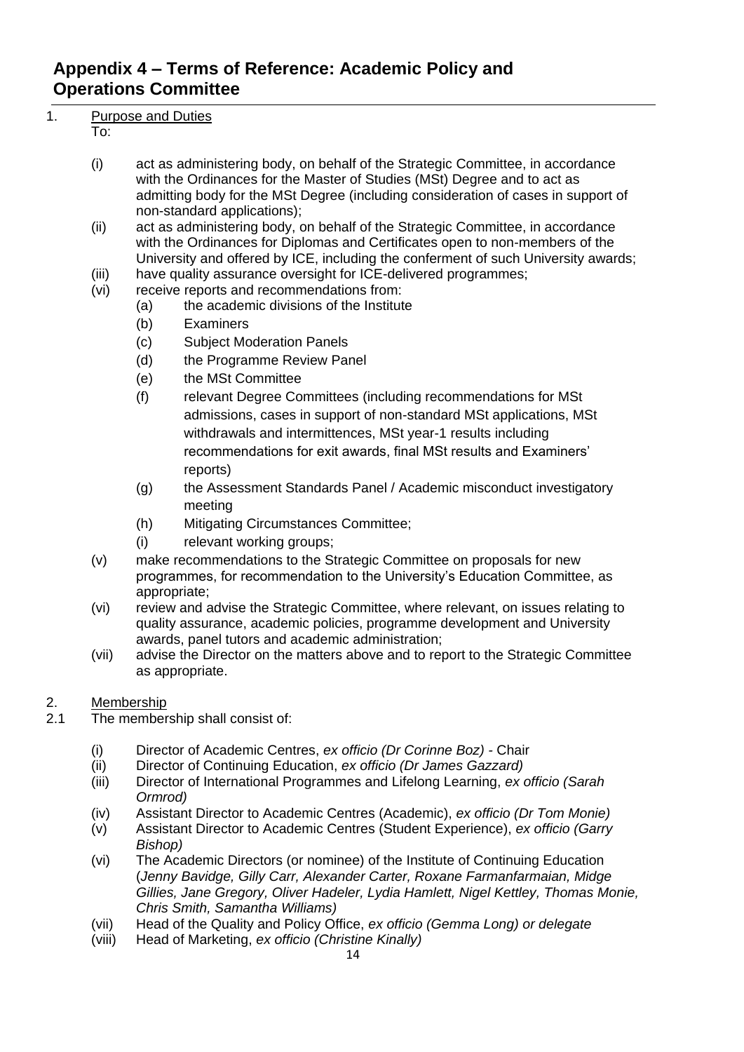## Appendix 4 – Terms of Reference: Academic Policy and Operations Committee

1. Purpose and Duties

To:

(i) act as administering body, on behalf of the Strategic Committee, in accordance with the Ordinances for the Master of Studies (MSt) Degree and to act as admitting body for the MSt Degree (including consideration of cases in support of non-standard applications);

(ii) act as administering body, on behalf of the Strategic Committee, in accordance with the Ordinances for Diplomas and Certificates open to non-members of the University and offered by ICE, including the conferment of such University awards;

(iii) have quality assurance oversight for ICE-delivered programmes;

(vi) receive reports and recommendations from:

- (a) the academic divisions of the Institute
- (b) Examiners
- (c) Subject Moderation Panels
- (d) the Programme Review Panel
- (e) the MSt Committee
- (f) relevant Degree Committees (including recommendations for MSt admissions, cases in support of non-standard MSt applications, MSt withdrawals and intermittences, MSt year-1 results including recommendations for exit awards, final MSt results and Examiners' reports)
- (g) the Assessment Standards Panel / Academic misconduct investigatory meeting
- (h) Mitigating Circumstances Committee;
- (i) relevant working groups;

(v) make recommendations to the Strategic Committee on proposals for new programmes, for recommendation to the University's Education Committee, as appropriate;

(vi) review and advise the Strategic Committee, where relevant, on issues relating to quality assurance, academic policies, programme development and University awards, panel tutors and academic administration;

(vii) advise the Director on the matters above and to report to the Strategic Committee as appropriate.

2. Membership

2.1 The membership shall consist of:

(i) Director of Academic Centres, *ex officio (Dr Corinne Boz)* - Chair

(ii) Director of Continuing Education, *ex officio (Dr James Gazzard)*

(iii) Director of International Programmes and Lifelong Learning, *ex officio (Sarah Ormrod)*

(iv) Assistant Director to Academic Centres (Academic), *ex officio (Dr Tom Monie)*

(v) Assistant Director to Academic Centres (Student Experience), *ex officio (Garry Bishop)*

(vi) The Academic Directors (or nominee) of the Institute of Continuing Education (*Jenny Bavidge, Gilly Carr, Alexander Carter, Roxane Farmanfarmaian, Midge Gillies, Jane Gregory, Oliver Hadeler, Lydia Hamlett, Nigel Kettley, Thomas Monie, Chris Smith, Samantha Williams)*

(vii) Head of the Quality and Policy Office, *ex officio (Gemma Long) or delegate*

(viii) Head of Marketing, *ex officio (Christine Kinally)*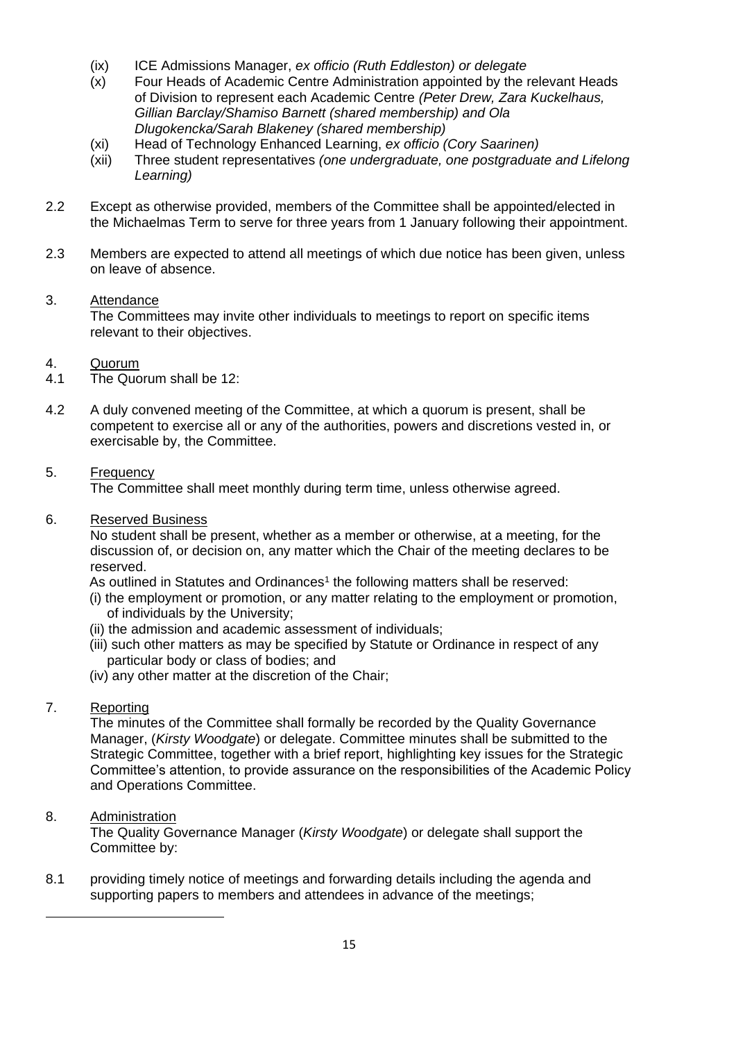(ix) ICE Admissions Manager, *ex officio (Ruth Eddleston) or delegate*

(x) Four Heads of Academic Centre Administration appointed by the relevant Heads of Division to represent each Academic Centre *(Peter Drew, Zara Kuckelhaus, Gillian Barclay/Shamiso Barnett (shared membership) and Ola Dlugokencka/Sarah Blakeney (shared membership)*

(xi) Head of Technology Enhanced Learning, *ex officio (Cory Saarinen)*

(xii) Three student representatives *(one undergraduate, one postgraduate and Lifelong Learning)*

2.2 Except as otherwise provided, members of the Committee shall be appointed/elected in the Michaelmas Term to serve for three years from 1 January following their appointment.

2.3 Members are expected to attend all meetings of which due notice has been given, unless on leave of absence.

3. Attendance

The Committees may invite other individuals to meetings to report on specific items relevant to their objectives.

4. Quorum

4.1 The Quorum shall be 12:

4.2 A duly convened meeting of the Committee, at which a quorum is present, shall be competent to exercise all or any of the authorities, powers and discretions vested in, or exercisable by, the Committee.

5. Frequency

The Committee shall meet monthly during term time, unless otherwise agreed.

6. Reserved Business

No student shall be present, whether as a member or otherwise, at a meeting, for the discussion of, or decision on, any matter which the Chair of the meeting declares to be reserved.

As outlined in Statutes and Ordinances[1] the following matters shall be reserved:

(i) the employment or promotion, or any matter relating to the employment or promotion, of individuals by the University;

(ii) the admission and academic assessment of individuals;

(iii) such other matters as may be specified by Statute or Ordinance in respect of any particular body or class of bodies; and

(iv) any other matter at the discretion of the Chair;

7. Reporting

The minutes of the Committee shall formally be recorded by the Quality Governance Manager, (*Kirsty Woodgate*) or delegate. Committee minutes shall be submitted to the Strategic Committee, together with a brief report, highlighting key issues for the Strategic Committee's attention, to provide assurance on the responsibilities of the Academic Policy and Operations Committee.

8. Administration

The Quality Governance Manager (*Kirsty Woodgate*) or delegate shall support the Committee by:

8.1 providing timely notice of meetings and forwarding details including the agenda and supporting papers to members and attendees in advance of the meetings;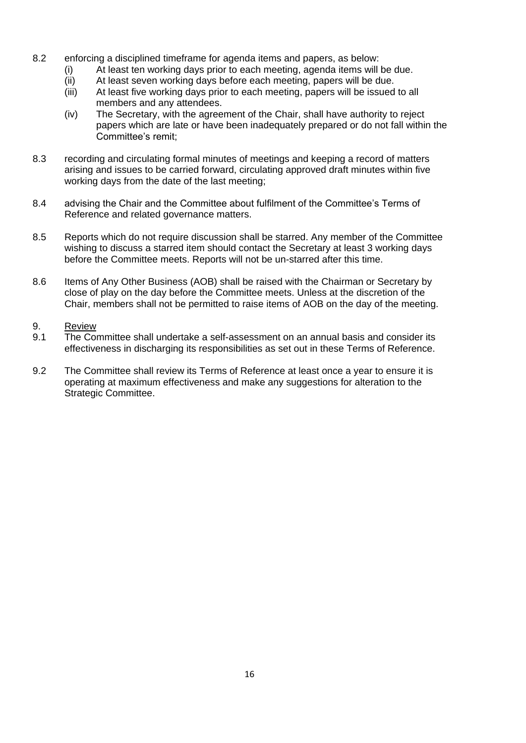8.2 enforcing a disciplined timeframe for agenda items and papers, as below:

   (i) At least ten working days prior to each meeting, agenda items will be due.
   
   (ii) At least seven working days before each meeting, papers will be due.
   
   (iii) At least five working days prior to each meeting, papers will be issued to all members and any attendees.
   
   (iv) The Secretary, with the agreement of the Chair, shall have authority to reject papers which are late or have been inadequately prepared or do not fall within the Committee's remit;

8.3 recording and circulating formal minutes of meetings and keeping a record of matters arising and issues to be carried forward, circulating approved draft minutes within five working days from the date of the last meeting;

8.4 advising the Chair and the Committee about fulfilment of the Committee's Terms of Reference and related governance matters.

8.5 Reports which do not require discussion shall be starred. Any member of the Committee wishing to discuss a starred item should contact the Secretary at least 3 working days before the Committee meets. Reports will not be un-starred after this time.

8.6 Items of Any Other Business (AOB) shall be raised with the Chairman or Secretary by close of play on the day before the Committee meets. Unless at the discretion of the Chair, members shall not be permitted to raise items of AOB on the day of the meeting.

## 9. Review

9.1 The Committee shall undertake a self-assessment on an annual basis and consider its effectiveness in discharging its responsibilities as set out in these Terms of Reference.

9.2 The Committee shall review its Terms of Reference at least once a year to ensure it is operating at maximum effectiveness and make any suggestions for alteration to the Strategic Committee.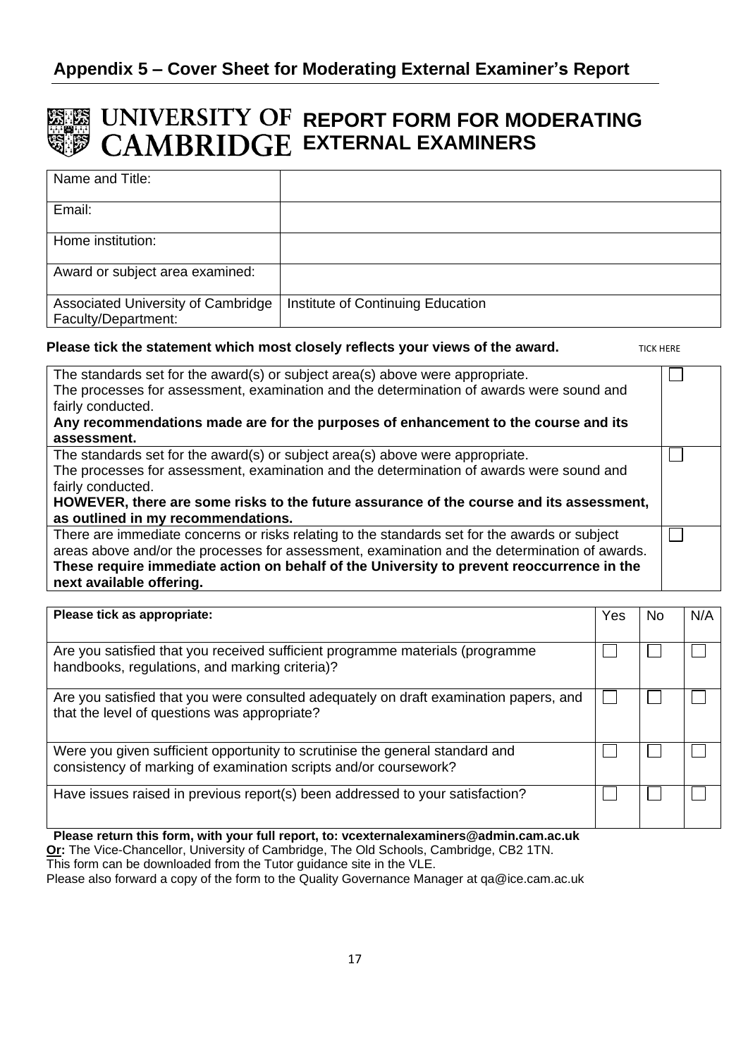## Appendix 5 – Cover Sheet for Moderating External Examiner's Report

# UNIVERSITY OF CAMBRIDGE REPORT FORM FOR MODERATING EXTERNAL EXAMINERS

| | |
|---|---|
| Name and Title: | |
| Email: | |
| Home institution: | |
| Award or subject area examined: | |
| Associated University of Cambridge Faculty/Department: | Institute of Continuing Education |

**Please tick the statement which most closely reflects your views of the award.** TICK HERE

| Statement | Tick |
|---|---|
| The standards set for the award(s) or subject area(s) above were appropriate.<br>The processes for assessment, examination and the determination of awards were sound and fairly conducted.<br>**Any recommendations made are for the purposes of enhancement to the course and its assessment.** | ☐ |
| The standards set for the award(s) or subject area(s) above were appropriate.<br>The processes for assessment, examination and the determination of awards were sound and fairly conducted.<br>**HOWEVER, there are some risks to the future assurance of the course and its assessment, as outlined in my recommendations.** | ☐ |
| There are immediate concerns or risks relating to the standards set for the awards or subject areas above and/or the processes for assessment, examination and the determination of awards. **These require immediate action on behalf of the University to prevent reoccurrence in the next available offering.** | ☐ |

| **Please tick as appropriate:** | Yes | No | N/A |
|---|---|---|---|
| Are you satisfied that you received sufficient programme materials (programme handbooks, regulations, and marking criteria)? | ☐ | ☐ | ☐ |
| Are you satisfied that you were consulted adequately on draft examination papers, and that the level of questions was appropriate? | ☐ | ☐ | ☐ |
| Were you given sufficient opportunity to scrutinise the general standard and consistency of marking of examination scripts and/or coursework? | ☐ | ☐ | ☐ |
| Have issues raised in previous report(s) been addressed to your satisfaction? | ☐ | ☐ | ☐ |

**Please return this form, with your full report, to: vcexternalexaminers@admin.cam.ac.uk**
**Or:** The Vice-Chancellor, University of Cambridge, The Old Schools, Cambridge, CB2 1TN.
This form can be downloaded from the Tutor guidance site in the VLE.
Please also forward a copy of the form to the Quality Governance Manager at qa@ice.cam.ac.uk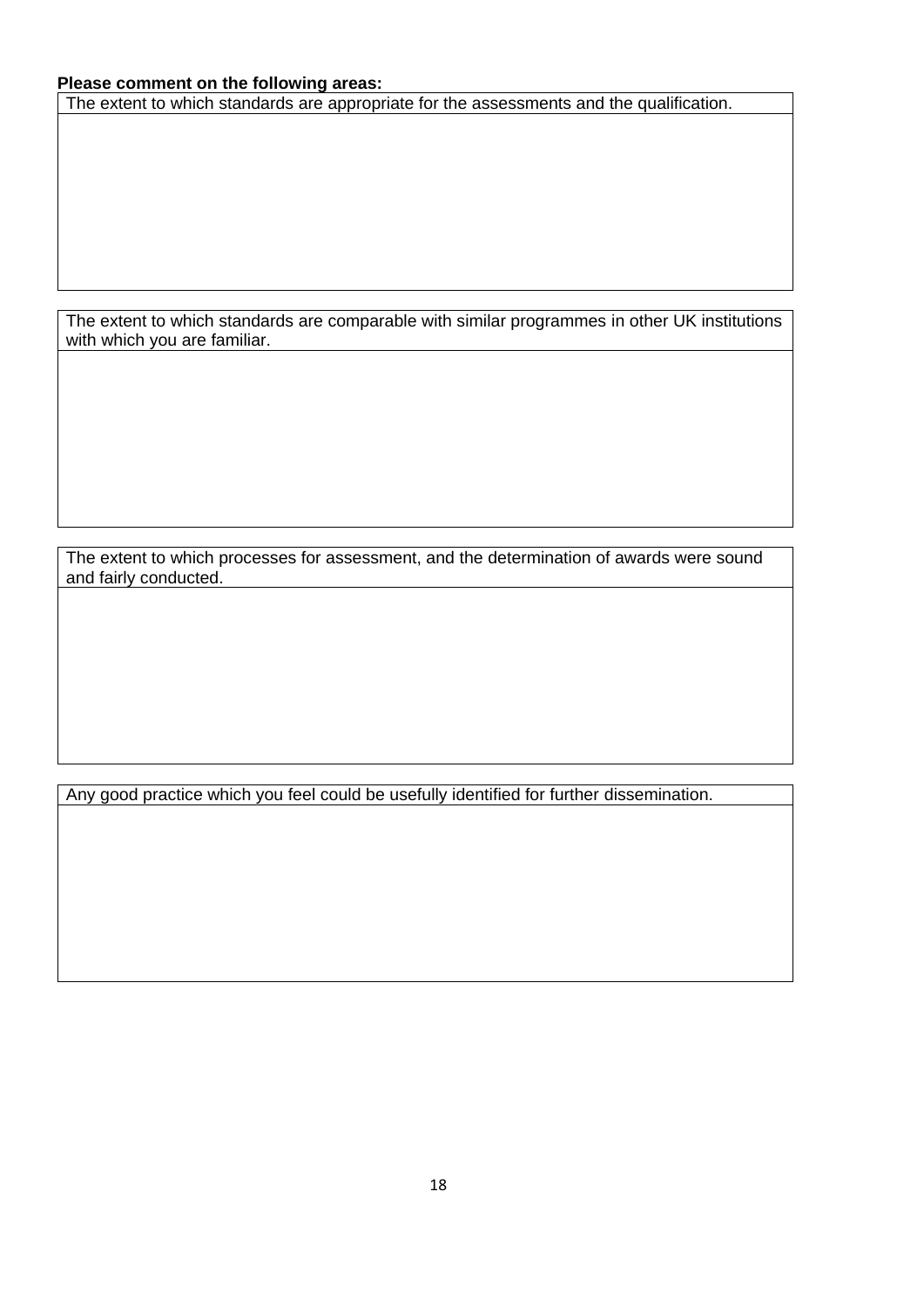**Please comment on the following areas:**

| The extent to which standards are appropriate for the assessments and the qualification. |
| --- |
| |

| The extent to which standards are comparable with similar programmes in other UK institutions with which you are familiar. |
| --- |
| |

| The extent to which processes for assessment, and the determination of awards were sound and fairly conducted. |
| --- |
| |

| Any good practice which you feel could be usefully identified for further dissemination. |
| --- |
| |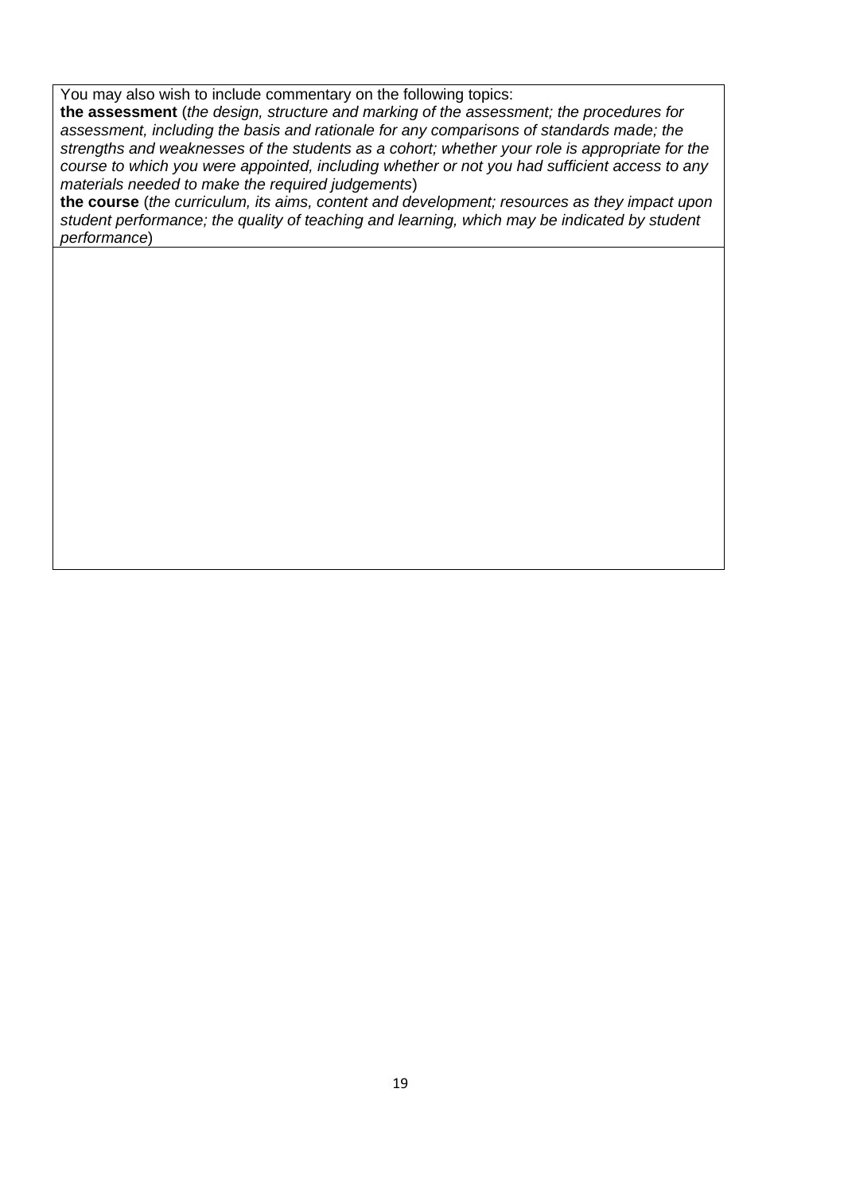| You may also wish to include commentary on the following topics:<br>**the assessment** (*the design, structure and marking of the assessment; the procedures for assessment, including the basis and rationale for any comparisons of standards made; the strengths and weaknesses of the students as a cohort; whether your role is appropriate for the course to which you were appointed, including whether or not you had sufficient access to any materials needed to make the required judgements*)<br>**the course** (*the curriculum, its aims, content and development; resources as they impact upon student performance; the quality of teaching and learning, which may be indicated by student performance*) |
| --- |
| |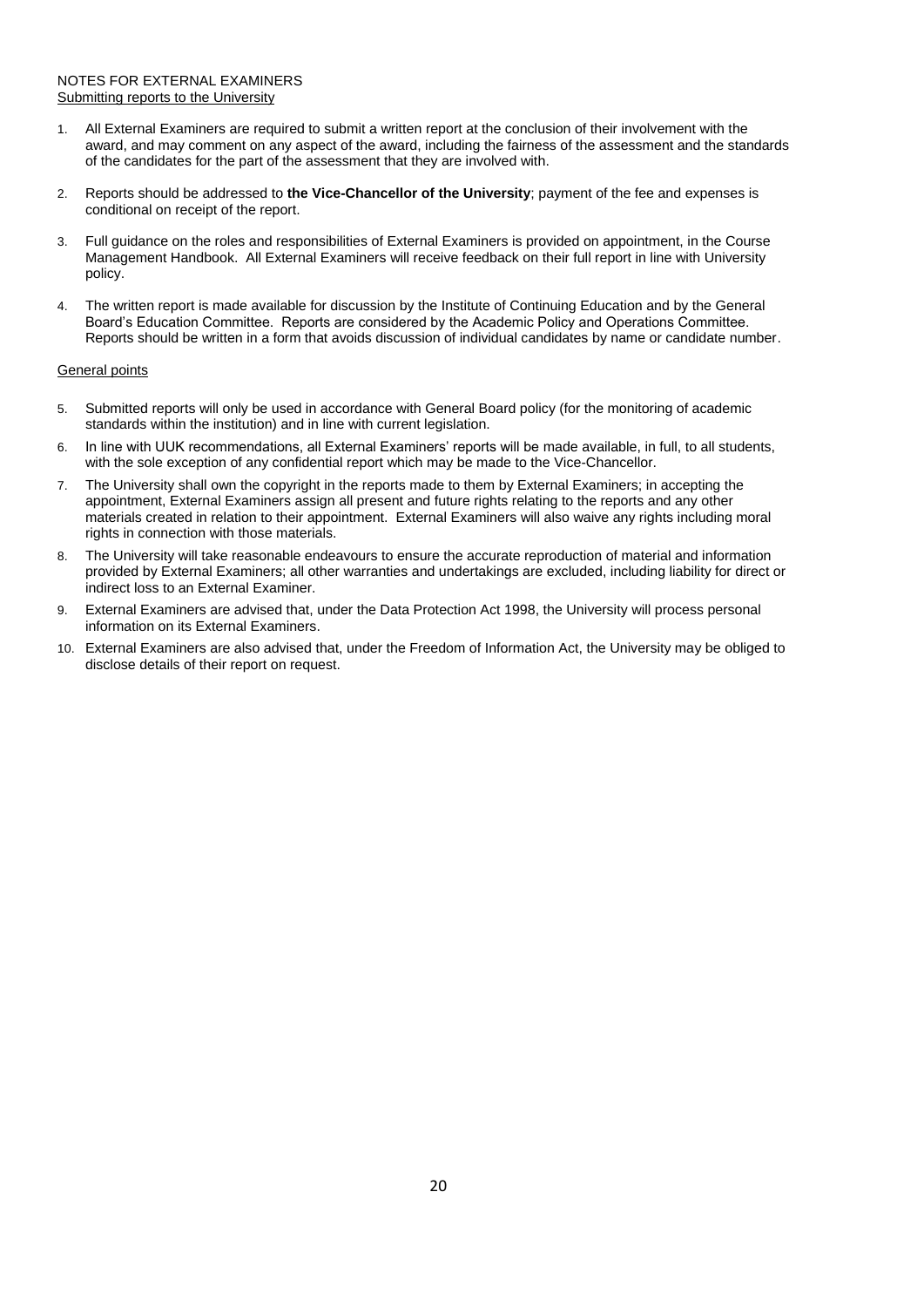NOTES FOR EXTERNAL EXAMINERS

Submitting reports to the University

1. All External Examiners are required to submit a written report at the conclusion of their involvement with the award, and may comment on any aspect of the award, including the fairness of the assessment and the standards of the candidates for the part of the assessment that they are involved with.

2. Reports should be addressed to **the Vice-Chancellor of the University**; payment of the fee and expenses is conditional on receipt of the report.

3. Full guidance on the roles and responsibilities of External Examiners is provided on appointment, in the Course Management Handbook. All External Examiners will receive feedback on their full report in line with University policy.

4. The written report is made available for discussion by the Institute of Continuing Education and by the General Board's Education Committee. Reports are considered by the Academic Policy and Operations Committee. Reports should be written in a form that avoids discussion of individual candidates by name or candidate number.

General points

5. Submitted reports will only be used in accordance with General Board policy (for the monitoring of academic standards within the institution) and in line with current legislation.
6. In line with UUK recommendations, all External Examiners' reports will be made available, in full, to all students, with the sole exception of any confidential report which may be made to the Vice-Chancellor.
7. The University shall own the copyright in the reports made to them by External Examiners; in accepting the appointment, External Examiners assign all present and future rights relating to the reports and any other materials created in relation to their appointment. External Examiners will also waive any rights including moral rights in connection with those materials.
8. The University will take reasonable endeavours to ensure the accurate reproduction of material and information provided by External Examiners; all other warranties and undertakings are excluded, including liability for direct or indirect loss to an External Examiner.
9. External Examiners are advised that, under the Data Protection Act 1998, the University will process personal information on its External Examiners.
10. External Examiners are also advised that, under the Freedom of Information Act, the University may be obliged to disclose details of their report on request.